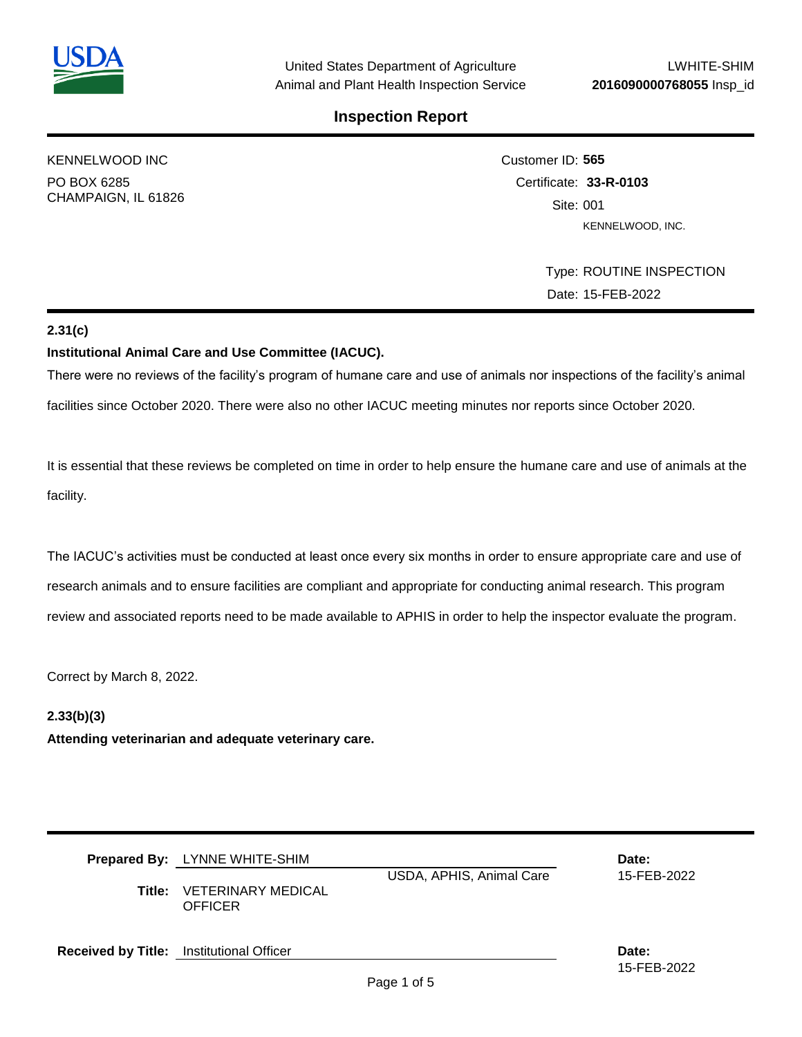United States Department of Agriculture
Animal and Plant Health Inspection Service

LWHITE-SHIM
**2016090000768055** Insp_id

## Inspection Report

KENNELWOOD INC
PO BOX 6285
CHAMPAIGN, IL 61826

Customer ID: **565**
Certificate: **33-R-0103**
Site: 001
KENNELWOOD, INC.

Type: ROUTINE INSPECTION
Date: 15-FEB-2022

**2.31(c)**

**Institutional Animal Care and Use Committee (IACUC).**

There were no reviews of the facility's program of humane care and use of animals nor inspections of the facility's animal facilities since October 2020. There were also no other IACUC meeting minutes nor reports since October 2020.

It is essential that these reviews be completed on time in order to help ensure the humane care and use of animals at the facility.

The IACUC's activities must be conducted at least once every six months in order to ensure appropriate care and use of research animals and to ensure facilities are compliant and appropriate for conducting animal research. This program review and associated reports need to be made available to APHIS in order to help the inspector evaluate the program.

Correct by March 8, 2022.

**2.33(b)(3)**

**Attending veterinarian and adequate veterinary care.**

**Prepared By:** LYNNE WHITE-SHIM
USDA, APHIS, Animal Care
**Title:** VETERINARY MEDICAL OFFICER
**Date:** 15-FEB-2022

**Received by Title:** Institutional Officer
**Date:** 15-FEB-2022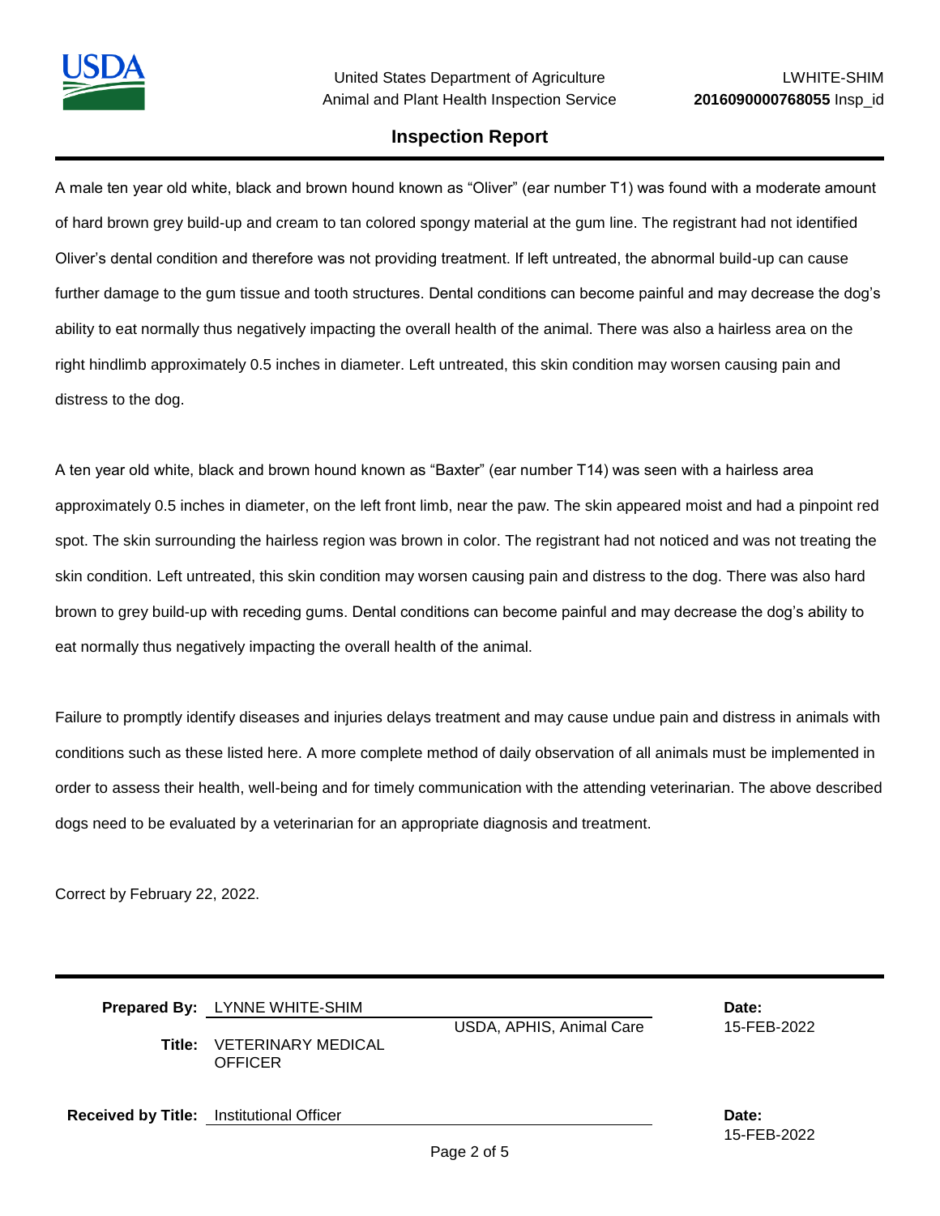A male ten year old white, black and brown hound known as “Oliver” (ear number T1) was found with a moderate amount of hard brown grey build-up and cream to tan colored spongy material at the gum line. The registrant had not identified Oliver’s dental condition and therefore was not providing treatment. If left untreated, the abnormal build-up can cause further damage to the gum tissue and tooth structures. Dental conditions can become painful and may decrease the dog’s ability to eat normally thus negatively impacting the overall health of the animal. There was also a hairless area on the right hindlimb approximately 0.5 inches in diameter. Left untreated, this skin condition may worsen causing pain and distress to the dog.

A ten year old white, black and brown hound known as “Baxter” (ear number T14) was seen with a hairless area approximately 0.5 inches in diameter, on the left front limb, near the paw. The skin appeared moist and had a pinpoint red spot. The skin surrounding the hairless region was brown in color. The registrant had not noticed and was not treating the skin condition. Left untreated, this skin condition may worsen causing pain and distress to the dog. There was also hard brown to grey build-up with receding gums. Dental conditions can become painful and may decrease the dog’s ability to eat normally thus negatively impacting the overall health of the animal.

Failure to promptly identify diseases and injuries delays treatment and may cause undue pain and distress in animals with conditions such as these listed here. A more complete method of daily observation of all animals must be implemented in order to assess their health, well-being and for timely communication with the attending veterinarian. The above described dogs need to be evaluated by a veterinarian for an appropriate diagnosis and treatment.

Correct by February 22, 2022.

**Prepared By:** LYNNE WHITE-SHIM USDA, APHIS, Animal Care **Date:** 15-FEB-2022

**Title:** VETERINARY MEDICAL OFFICER

**Received by Title:** Institutional Officer **Date:** 15-FEB-2022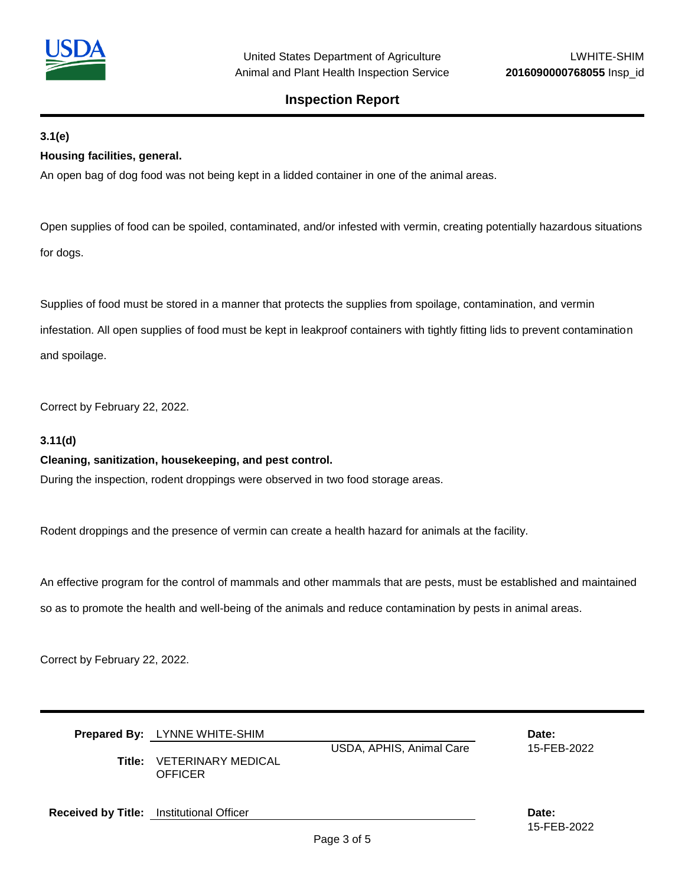**3.1(e)**

**Housing facilities, general.**

An open bag of dog food was not being kept in a lidded container in one of the animal areas.

Open supplies of food can be spoiled, contaminated, and/or infested with vermin, creating potentially hazardous situations for dogs.

Supplies of food must be stored in a manner that protects the supplies from spoilage, contamination, and vermin infestation. All open supplies of food must be kept in leakproof containers with tightly fitting lids to prevent contamination and spoilage.

Correct by February 22, 2022.

**3.11(d)**

**Cleaning, sanitization, housekeeping, and pest control.**

During the inspection, rodent droppings were observed in two food storage areas.

Rodent droppings and the presence of vermin can create a health hazard for animals at the facility.

An effective program for the control of mammals and other mammals that are pests, must be established and maintained so as to promote the health and well-being of the animals and reduce contamination by pests in animal areas.

Correct by February 22, 2022.

**Prepared By:** LYNNE WHITE-SHIM — USDA, APHIS, Animal Care — **Date:** 15-FEB-2022

**Title:** VETERINARY MEDICAL OFFICER

**Received by Title:** Institutional Officer — **Date:** 15-FEB-2022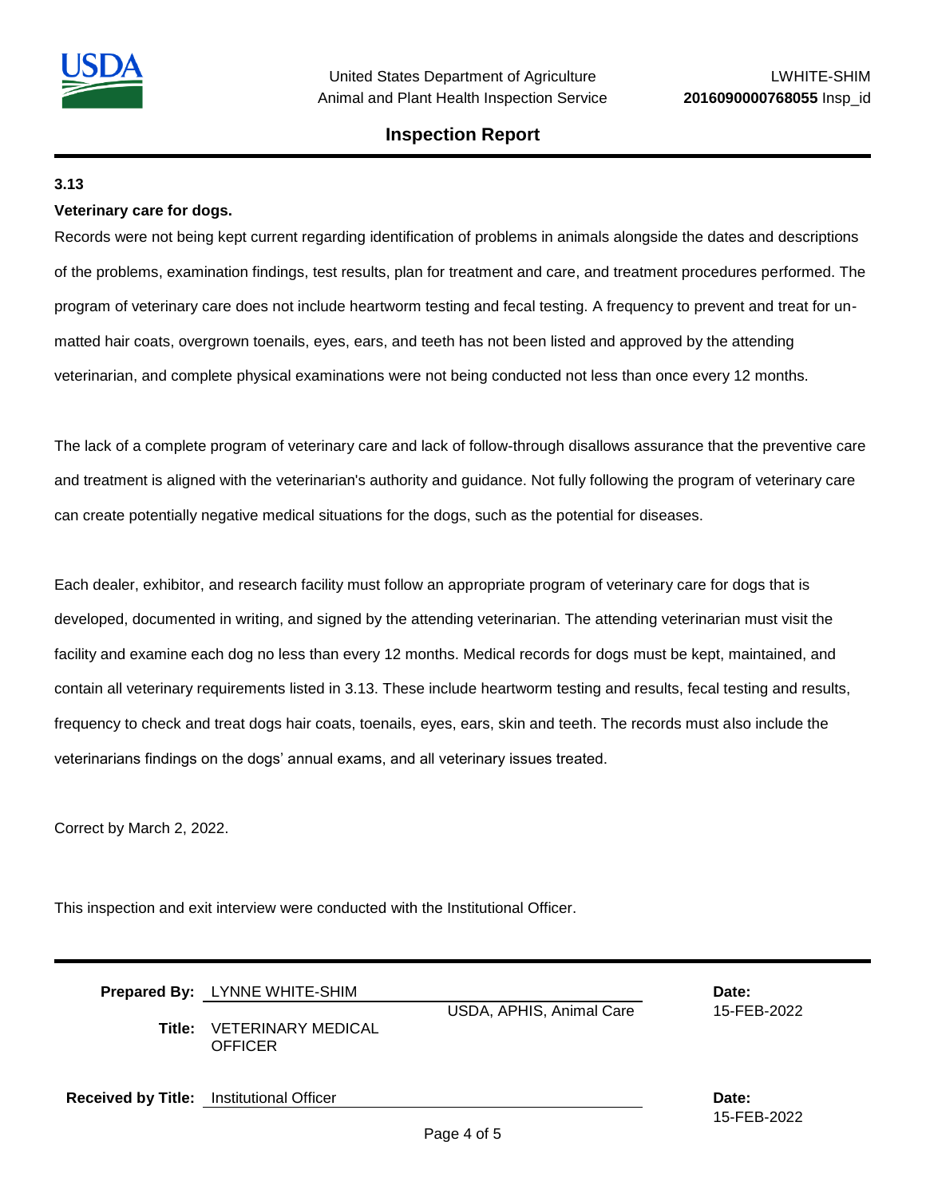**3.13**

**Veterinary care for dogs.**

Records were not being kept current regarding identification of problems in animals alongside the dates and descriptions of the problems, examination findings, test results, plan for treatment and care, and treatment procedures performed. The program of veterinary care does not include heartworm testing and fecal testing. A frequency to prevent and treat for un-matted hair coats, overgrown toenails, eyes, ears, and teeth has not been listed and approved by the attending veterinarian, and complete physical examinations were not being conducted not less than once every 12 months.

The lack of a complete program of veterinary care and lack of follow-through disallows assurance that the preventive care and treatment is aligned with the veterinarian's authority and guidance. Not fully following the program of veterinary care can create potentially negative medical situations for the dogs, such as the potential for diseases.

Each dealer, exhibitor, and research facility must follow an appropriate program of veterinary care for dogs that is developed, documented in writing, and signed by the attending veterinarian. The attending veterinarian must visit the facility and examine each dog no less than every 12 months. Medical records for dogs must be kept, maintained, and contain all veterinary requirements listed in 3.13. These include heartworm testing and results, fecal testing and results, frequency to check and treat dogs hair coats, toenails, eyes, ears, skin and teeth. The records must also include the veterinarians findings on the dogs' annual exams, and all veterinary issues treated.

Correct by March 2, 2022.

This inspection and exit interview were conducted with the Institutional Officer.

**Prepared By:** LYNNE WHITE-SHIM

USDA, APHIS, Animal Care

**Title:** VETERINARY MEDICAL OFFICER

**Date:** 15-FEB-2022

**Received by Title:** Institutional Officer

**Date:** 15-FEB-2022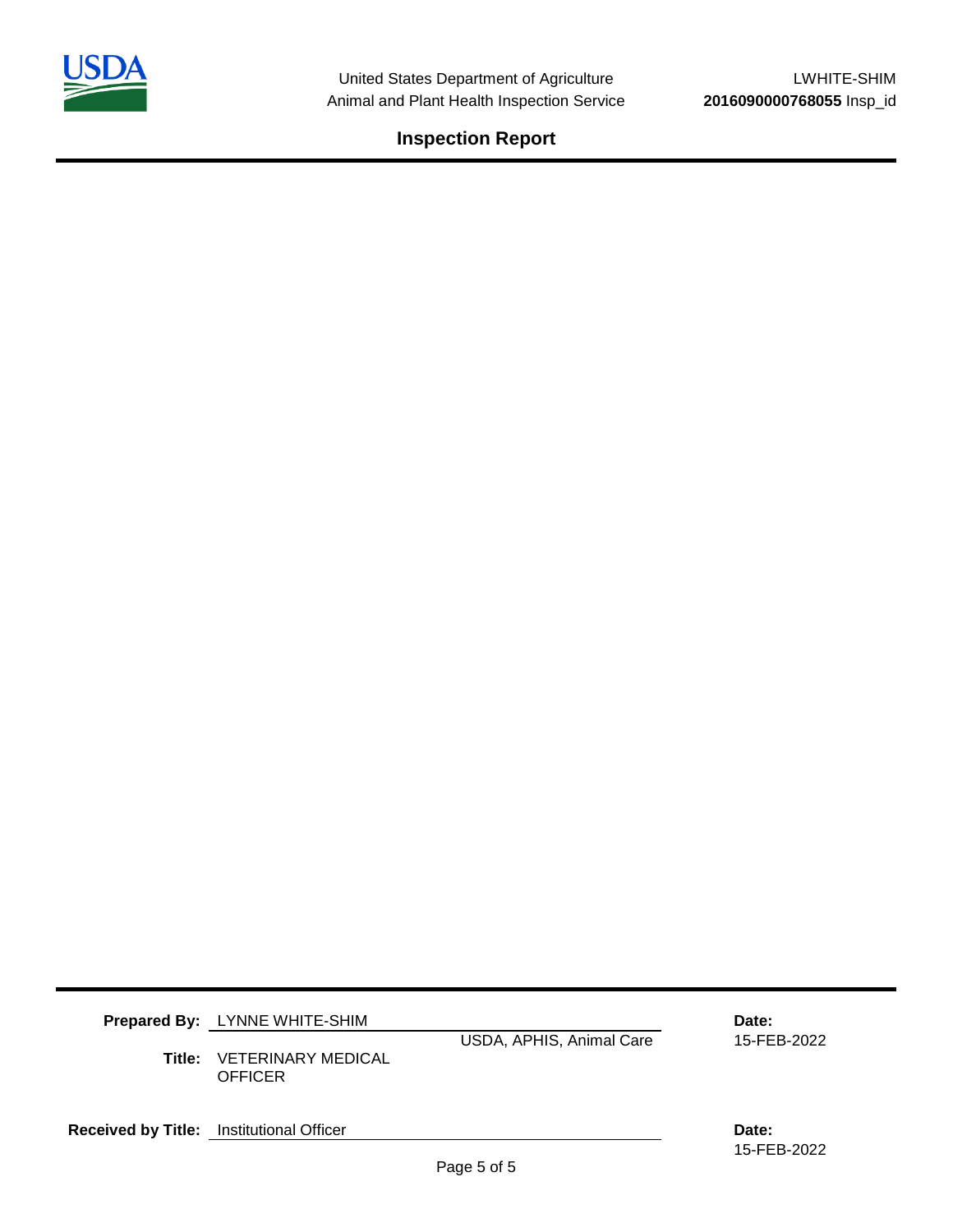**Prepared By:** LYNNE WHITE-SHIM

USDA, APHIS, Animal Care

**Date:** 15-FEB-2022

**Title:** VETERINARY MEDICAL OFFICER

**Received by Title:** Institutional Officer

**Date:** 15-FEB-2022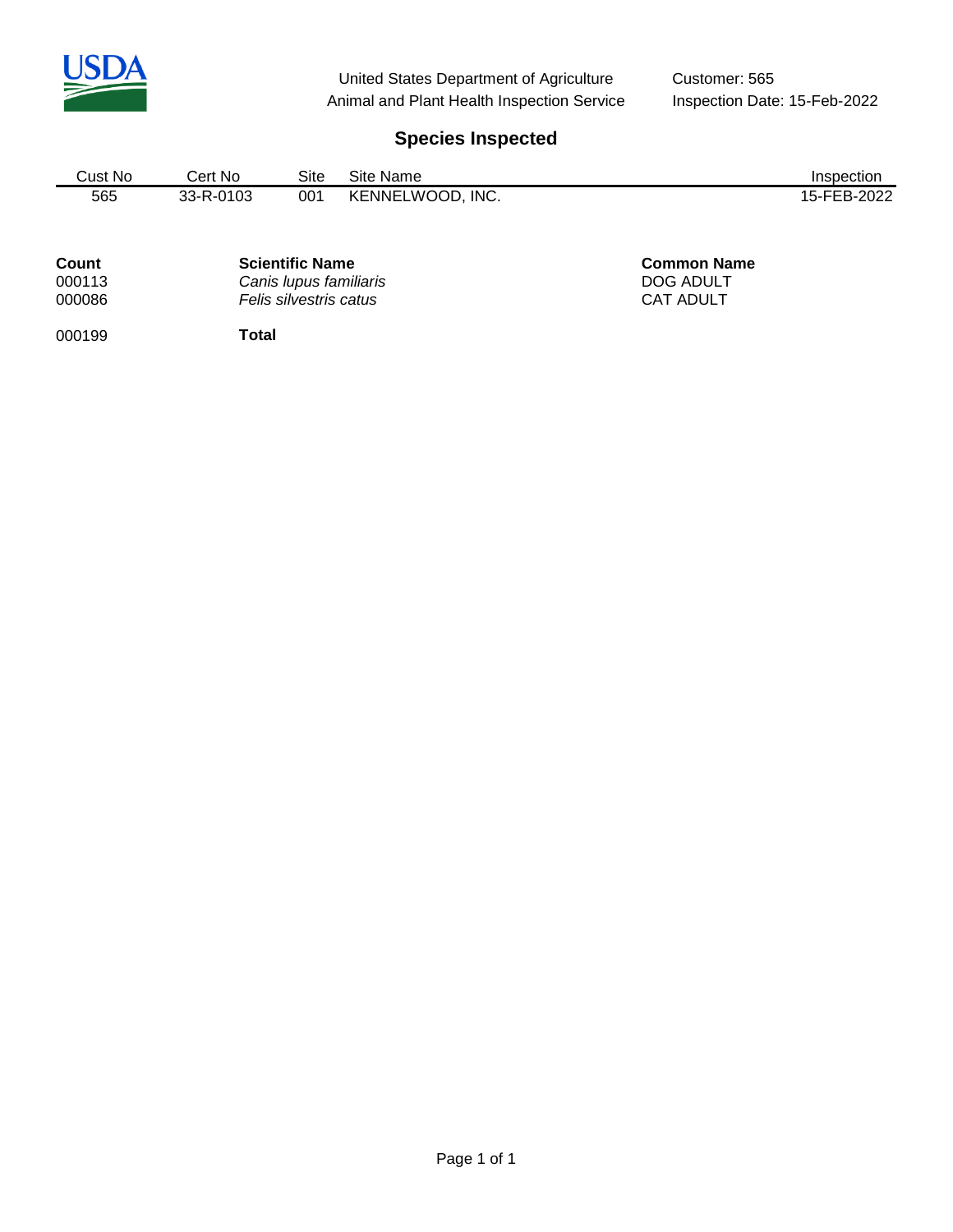United States Department of Agriculture
Animal and Plant Health Inspection Service

Customer: 565
Inspection Date: 15-Feb-2022

# Species Inspected

| Cust No | Cert No | Site | Site Name | Inspection |
|---|---|---|---|---|
| 565 | 33-R-0103 | 001 | KENNELWOOD, INC. | 15-FEB-2022 |

| Count | Scientific Name | Common Name |
|---|---|---|
| 000113 | *Canis lupus familiaris* | DOG ADULT |
| 000086 | *Felis silvestris catus* | CAT ADULT |
| 000199 | **Total** | |